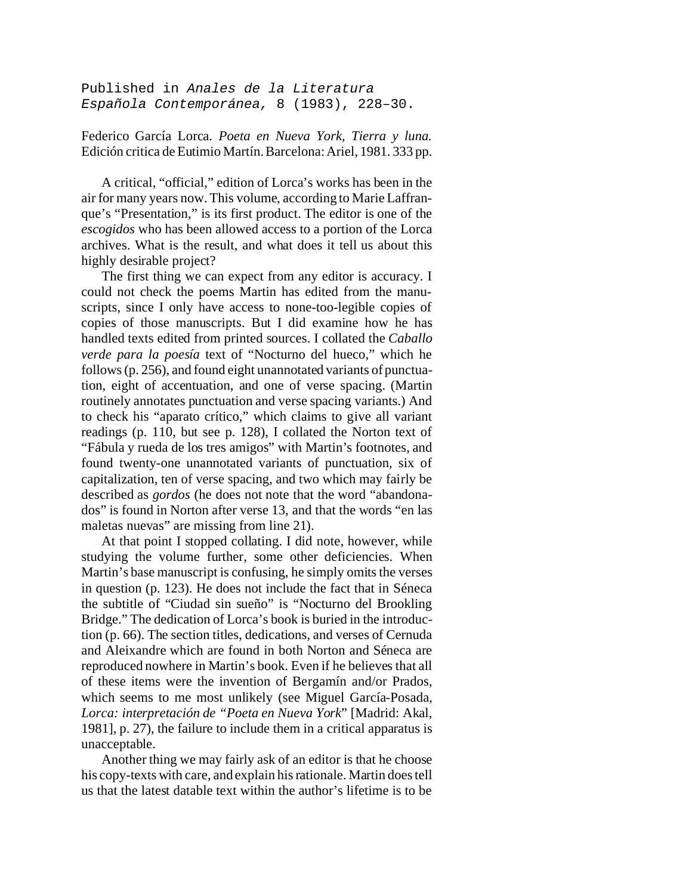Published in *Anales de la Literatura Española Contemporánea,* 8 (1983), 228–30.

Federico García Lorca. *Poeta en Nueva York, Tierra y luna.* Edición critica de Eutimio Martín. Barcelona: Ariel, 1981. 333 pp.

A critical, "official," edition of Lorca's works has been in the air for many years now. This volume, according to Marie Laffranque's "Presentation," is its first product. The editor is one of the *escogidos* who has been allowed access to a portion of the Lorca archives. What is the result, and what does it tell us about this highly desirable project?

The first thing we can expect from any editor is accuracy. I could not check the poems Martin has edited from the manuscripts, since I only have access to none-too-legible copies of copies of those manuscripts. But I did examine how he has handled texts edited from printed sources. I collated the *Caballo verde para la poesía* text of "Nocturno del hueco," which he follows (p. 256), and found eight unannotated variants of punctuation, eight of accentuation, and one of verse spacing. (Martin routinely annotates punctuation and verse spacing variants.) And to check his "aparato crítico," which claims to give all variant readings (p. 110, but see p. 128), I collated the Norton text of "Fábula y rueda de los tres amigos" with Martin's footnotes, and found twenty-one unannotated variants of punctuation, six of capitalization, ten of verse spacing, and two which may fairly be described as *gordos* (he does not note that the word "abandonados" is found in Norton after verse 13, and that the words "en las maletas nuevas" are missing from line 21).

At that point I stopped collating. I did note, however, while studying the volume further, some other deficiencies. When Martin's base manuscript is confusing, he simply omits the verses in question (p. 123). He does not include the fact that in Séneca the subtitle of "Ciudad sin sueño" is "Nocturno del Brookling Bridge." The dedication of Lorca's book is buried in the introduction (p. 66). The section titles, dedications, and verses of Cernuda and Aleixandre which are found in both Norton and Séneca are reproduced nowhere in Martin's book. Even if he believes that all of these items were the invention of Bergamín and/or Prados, which seems to me most unlikely (see Miguel García-Posada, *Lorca: interpretación de "Poeta en Nueva York"* [Madrid: Akal, 1981], p. 27), the failure to include them in a critical apparatus is unacceptable.

Another thing we may fairly ask of an editor is that he choose his copy-texts with care, and explain his rationale. Martin does tell us that the latest datable text within the author's lifetime is to be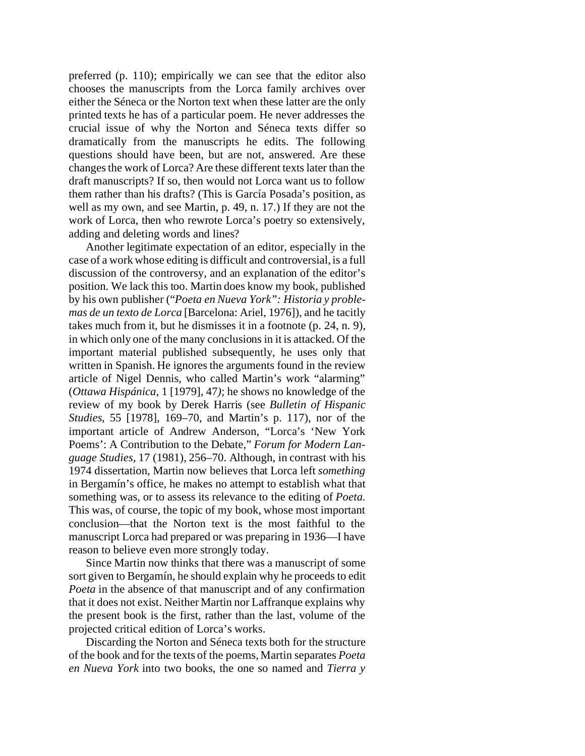preferred (p. 110); empirically we can see that the editor also chooses the manuscripts from the Lorca family archives over either the Séneca or the Norton text when these latter are the only printed texts he has of a particular poem. He never addresses the crucial issue of why the Norton and Séneca texts differ so dramatically from the manuscripts he edits. The following questions should have been, but are not, answered. Are these changes the work of Lorca? Are these different texts later than the draft manuscripts? If so, then would not Lorca want us to follow them rather than his drafts? (This is García Posada's position, as well as my own, and see Martin, p. 49, n. 17.) If they are not the work of Lorca, then who rewrote Lorca's poetry so extensively, adding and deleting words and lines?

Another legitimate expectation of an editor, especially in the case of a work whose editing is difficult and controversial, is a full discussion of the controversy, and an explanation of the editor's position. We lack this too. Martin does know my book, published by his own publisher ("*Poeta en Nueva York": Historia y problemas de un texto de Lorca* [Barcelona: Ariel, 1976]), and he tacitly takes much from it, but he dismisses it in a footnote (p. 24, n. 9), in which only one of the many conclusions in it is attacked. Of the important material published subsequently, he uses only that written in Spanish. He ignores the arguments found in the review article of Nigel Dennis, who called Martin's work "alarming" (*Ottawa Hispánica*, 1 [1979], 47); he shows no knowledge of the review of my book by Derek Harris (see *Bulletin of Hispanic Studies*, 55 [1978], 169–70, and Martin's p. 117), nor of the important article of Andrew Anderson, "Lorca's 'New York Poems': A Contribution to the Debate," *Forum for Modern Language Studies*, 17 (1981), 256–70. Although, in contrast with his 1974 dissertation, Martin now believes that Lorca left *something* in Bergamín's office, he makes no attempt to establish what that something was, or to assess its relevance to the editing of *Poeta*. This was, of course, the topic of my book, whose most important conclusion—that the Norton text is the most faithful to the manuscript Lorca had prepared or was preparing in 1936—I have reason to believe even more strongly today.

Since Martin now thinks that there was a manuscript of some sort given to Bergamín, he should explain why he proceeds to edit *Poeta* in the absence of that manuscript and of any confirmation that it does not exist. Neither Martin nor Laffranque explains why the present book is the first, rather than the last, volume of the projected critical edition of Lorca's works.

Discarding the Norton and Séneca texts both for the structure of the book and for the texts of the poems, Martin separates *Poeta en Nueva York* into two books, the one so named and *Tierra y*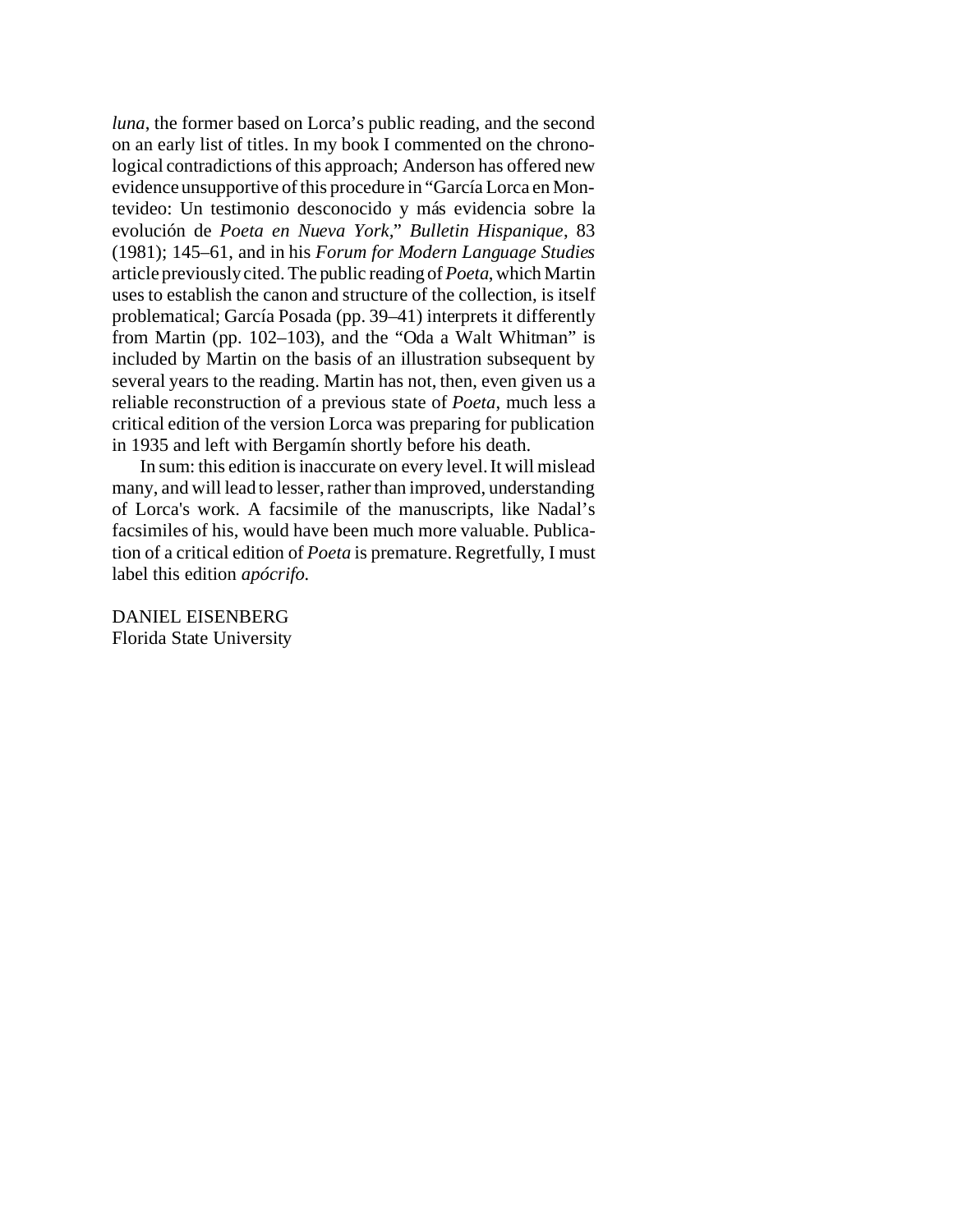*luna*, the former based on Lorca's public reading, and the second on an early list of titles. In my book I commented on the chronological contradictions of this approach; Anderson has offered new evidence unsupportive of this procedure in "García Lorca en Montevideo: Un testimonio desconocido y más evidencia sobre la evolución de *Poeta en Nueva York*," *Bulletin Hispanique*, 83 (1981); 145–61, and in his *Forum for Modern Language Studies* article previously cited. The public reading of *Poeta*, which Martin uses to establish the canon and structure of the collection, is itself problematical; García Posada (pp. 39–41) interprets it differently from Martin (pp. 102–103), and the "Oda a Walt Whitman" is included by Martin on the basis of an illustration subsequent by several years to the reading. Martin has not, then, even given us a reliable reconstruction of a previous state of *Poeta*, much less a critical edition of the version Lorca was preparing for publication in 1935 and left with Bergamín shortly before his death.

In sum: this edition is inaccurate on every level. It will mislead many, and will lead to lesser, rather than improved, understanding of Lorca's work. A facsimile of the manuscripts, like Nadal's facsimiles of his, would have been much more valuable. Publication of a critical edition of *Poeta* is premature. Regretfully, I must label this edition *apócrifo*.

DANIEL EISENBERG
Florida State University